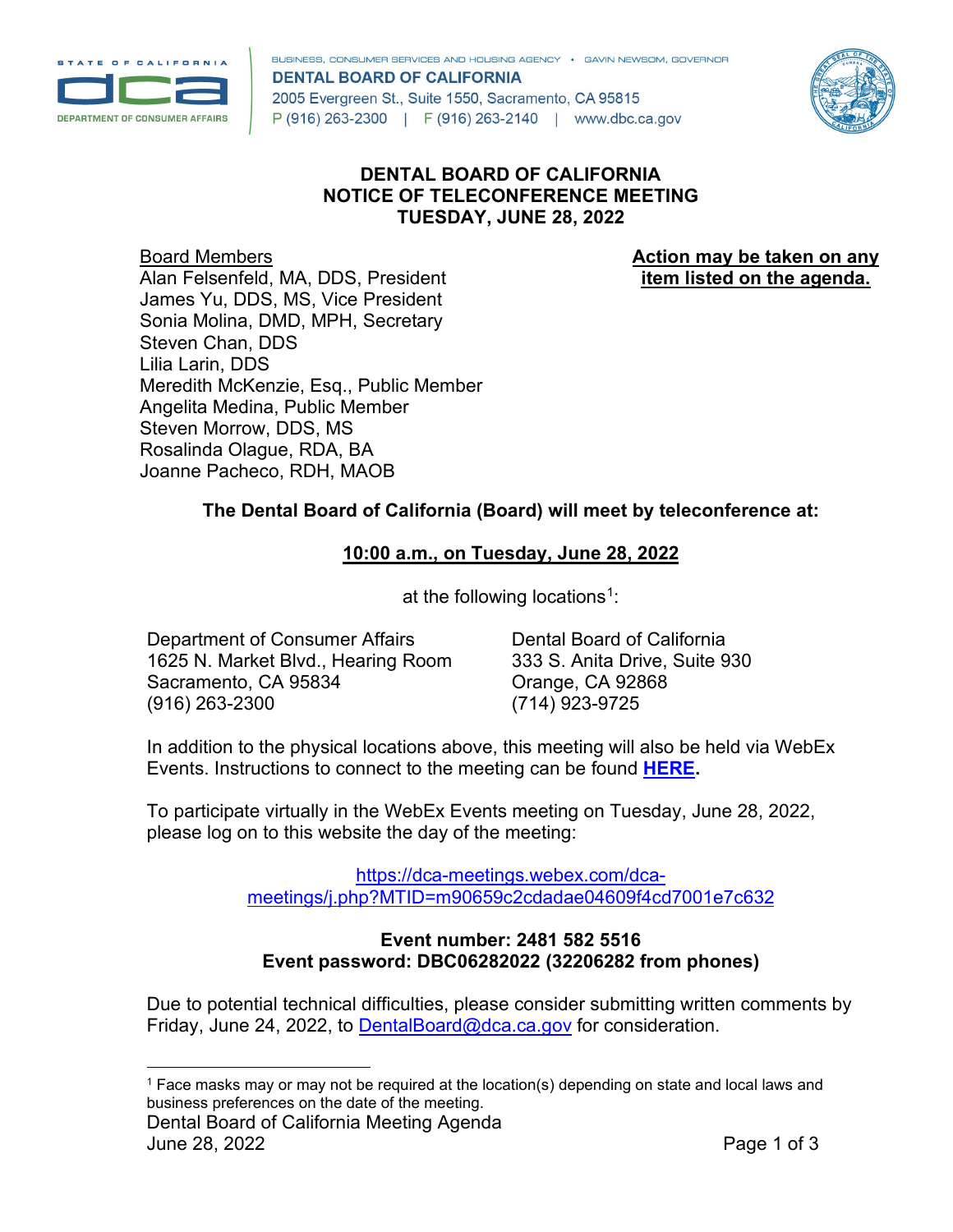BUSINESS, CONSUMER SERVICES AND HOUSING AGENCY • GAVIN NEWSOM, GOVERNOR
**DENTAL BOARD OF CALIFORNIA**
2005 Evergreen St., Suite 1550, Sacramento, CA 95815
P (916) 263-2300 | F (916) 263-2140 | www.dbc.ca.gov

# DENTAL BOARD OF CALIFORNIA
## NOTICE OF TELECONFERENCE MEETING
## TUESDAY, JUNE 28, 2022

**Action may be taken on any item listed on the agenda.**

Board Members
Alan Felsenfeld, MA, DDS, President
James Yu, DDS, MS, Vice President
Sonia Molina, DMD, MPH, Secretary
Steven Chan, DDS
Lilia Larin, DDS
Meredith McKenzie, Esq., Public Member
Angelita Medina, Public Member
Steven Morrow, DDS, MS
Rosalinda Olague, RDA, BA
Joanne Pacheco, RDH, MAOB

**The Dental Board of California (Board) will meet by teleconference at:**

**10:00 a.m., on Tuesday, June 28, 2022**

at the following locations[1]:

Department of Consumer Affairs
1625 N. Market Blvd., Hearing Room
Sacramento, CA 95834
(916) 263-2300

Dental Board of California
333 S. Anita Drive, Suite 930
Orange, CA 92868
(714) 923-9725

In addition to the physical locations above, this meeting will also be held via WebEx Events. Instructions to connect to the meeting can be found **HERE.**

To participate virtually in the WebEx Events meeting on Tuesday, June 28, 2022, please log on to this website the day of the meeting:

https://dca-meetings.webex.com/dca-meetings/j.php?MTID=m90659c2cdadae04609f4cd7001e7c632

**Event number: 2481 582 5516**
**Event password: DBC06282022 (32206282 from phones)**

Due to potential technical difficulties, please consider submitting written comments by Friday, June 24, 2022, to DentalBoard@dca.ca.gov for consideration.

[1] Face masks may or may not be required at the location(s) depending on state and local laws and business preferences on the date of the meeting.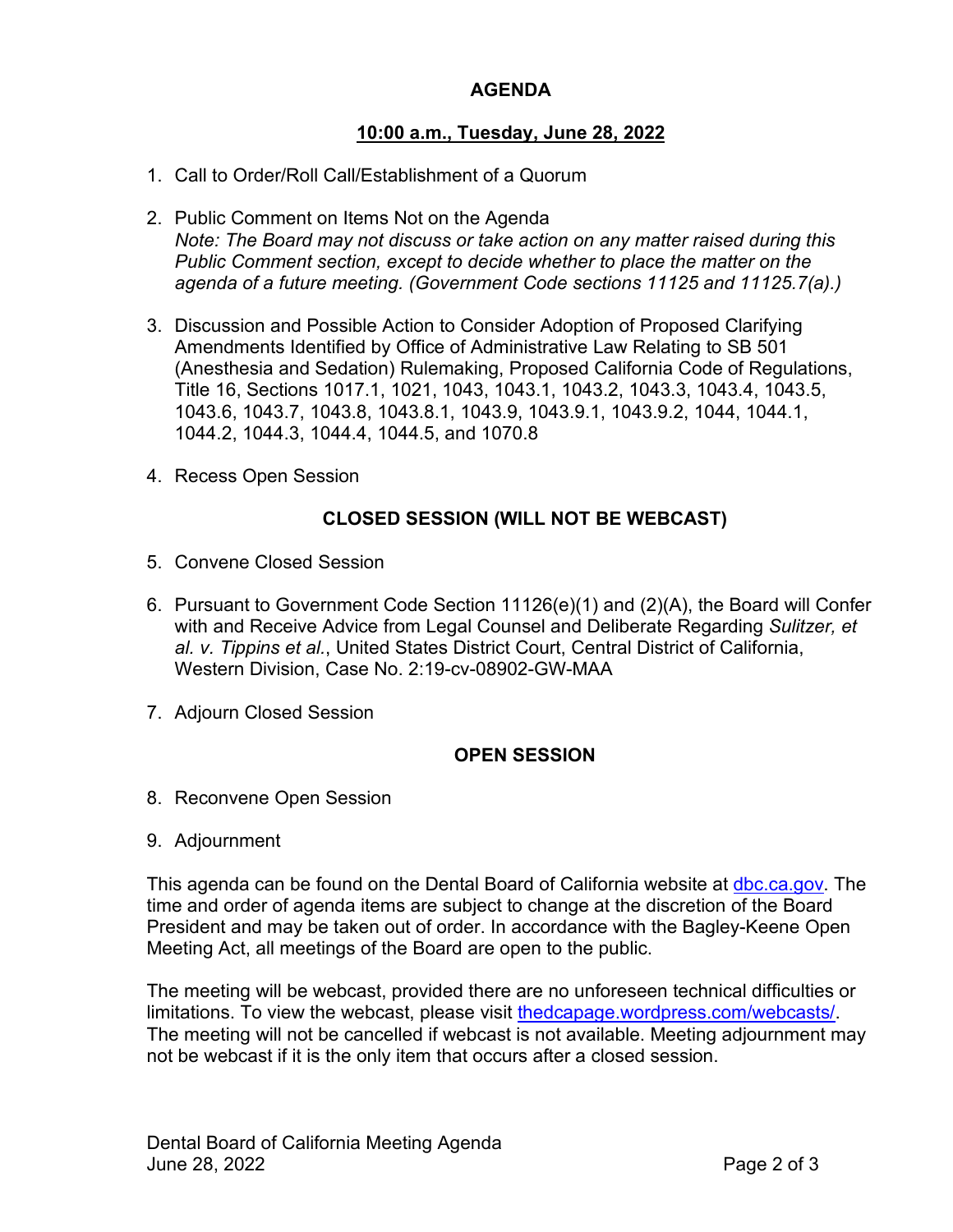## AGENDA

**10:00 a.m., Tuesday, June 28, 2022**

1. Call to Order/Roll Call/Establishment of a Quorum

2. Public Comment on Items Not on the Agenda
   *Note: The Board may not discuss or take action on any matter raised during this Public Comment section, except to decide whether to place the matter on the agenda of a future meeting. (Government Code sections 11125 and 11125.7(a).)*

3. Discussion and Possible Action to Consider Adoption of Proposed Clarifying Amendments Identified by Office of Administrative Law Relating to SB 501 (Anesthesia and Sedation) Rulemaking, Proposed California Code of Regulations, Title 16, Sections 1017.1, 1021, 1043, 1043.1, 1043.2, 1043.3, 1043.4, 1043.5, 1043.6, 1043.7, 1043.8, 1043.8.1, 1043.9, 1043.9.1, 1043.9.2, 1044, 1044.1, 1044.2, 1044.3, 1044.4, 1044.5, and 1070.8

4. Recess Open Session

## CLOSED SESSION (WILL NOT BE WEBCAST)

5. Convene Closed Session

6. Pursuant to Government Code Section 11126(e)(1) and (2)(A), the Board will Confer with and Receive Advice from Legal Counsel and Deliberate Regarding *Sulitzer, et al. v. Tippins et al.*, United States District Court, Central District of California, Western Division, Case No. 2:19-cv-08902-GW-MAA

7. Adjourn Closed Session

## OPEN SESSION

8. Reconvene Open Session

9. Adjournment

This agenda can be found on the Dental Board of California website at [dbc.ca.gov](dbc.ca.gov). The time and order of agenda items are subject to change at the discretion of the Board President and may be taken out of order. In accordance with the Bagley-Keene Open Meeting Act, all meetings of the Board are open to the public.

The meeting will be webcast, provided there are no unforeseen technical difficulties or limitations. To view the webcast, please visit [thedcapage.wordpress.com/webcasts/](thedcapage.wordpress.com/webcasts/). The meeting will not be cancelled if webcast is not available. Meeting adjournment may not be webcast if it is the only item that occurs after a closed session.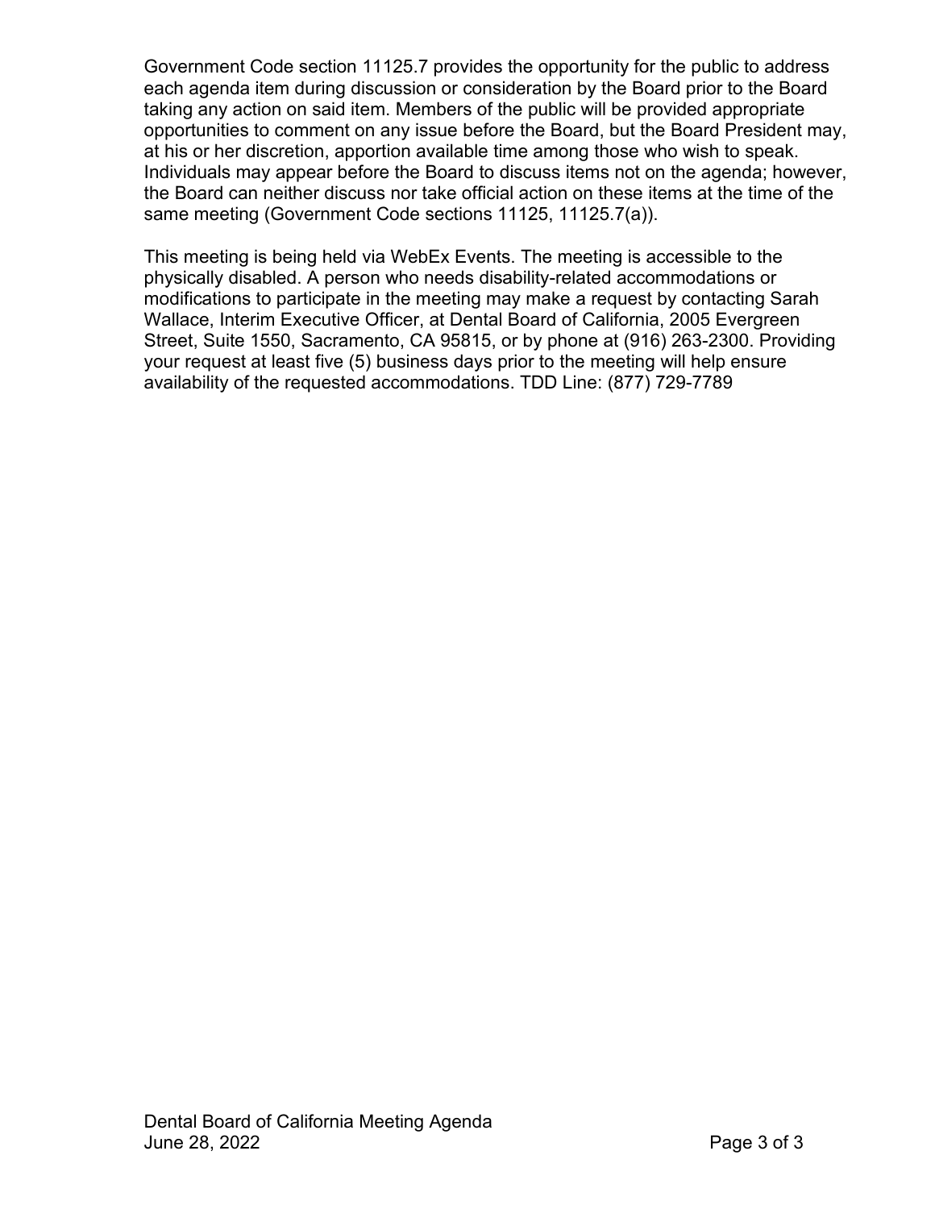Government Code section 11125.7 provides the opportunity for the public to address each agenda item during discussion or consideration by the Board prior to the Board taking any action on said item. Members of the public will be provided appropriate opportunities to comment on any issue before the Board, but the Board President may, at his or her discretion, apportion available time among those who wish to speak. Individuals may appear before the Board to discuss items not on the agenda; however, the Board can neither discuss nor take official action on these items at the time of the same meeting (Government Code sections 11125, 11125.7(a)).

This meeting is being held via WebEx Events. The meeting is accessible to the physically disabled. A person who needs disability-related accommodations or modifications to participate in the meeting may make a request by contacting Sarah Wallace, Interim Executive Officer, at Dental Board of California, 2005 Evergreen Street, Suite 1550, Sacramento, CA 95815, or by phone at (916) 263-2300. Providing your request at least five (5) business days prior to the meeting will help ensure availability of the requested accommodations. TDD Line: (877) 729-7789